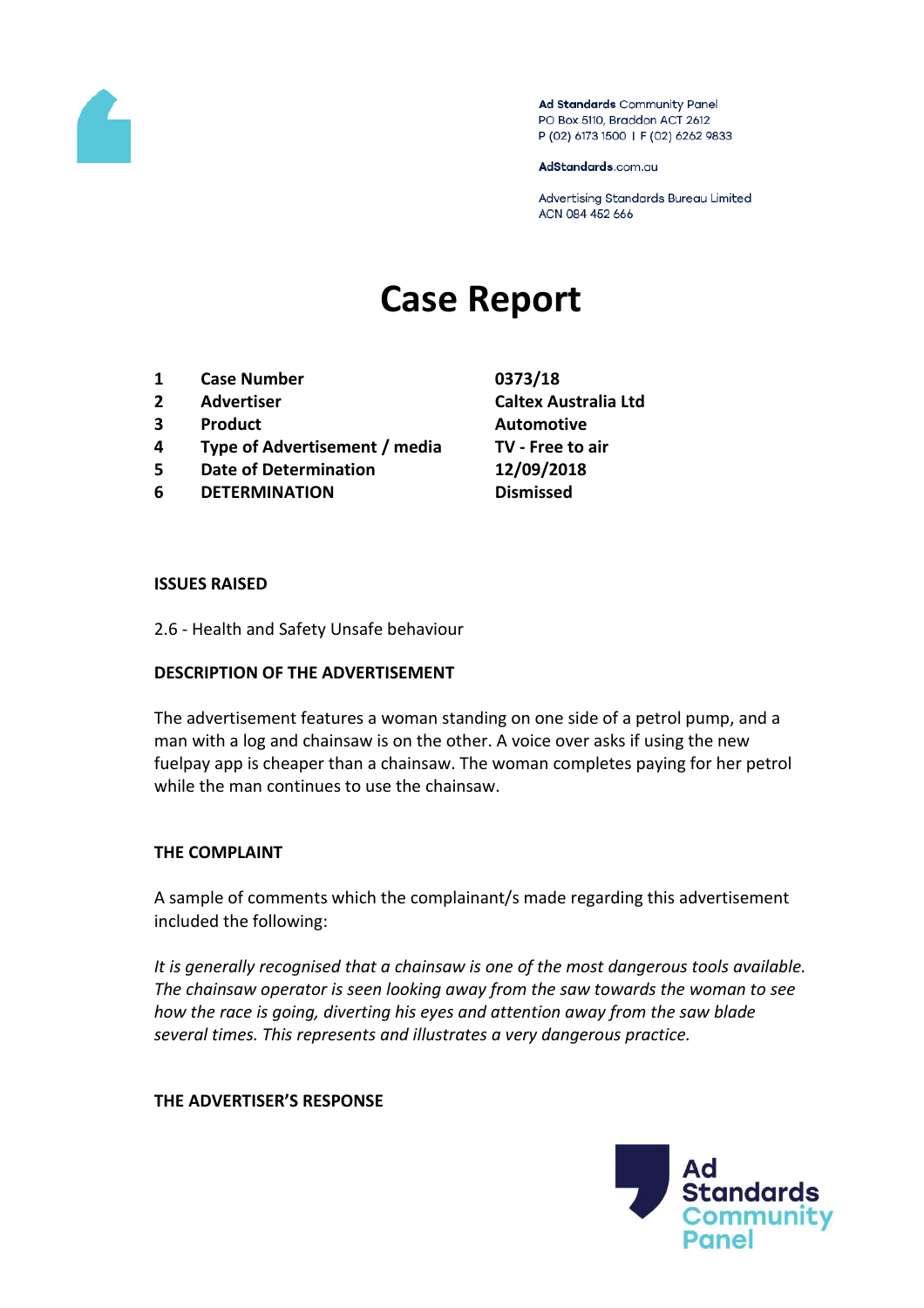Ad Standards Community Panel
PO Box 5110, Braddon ACT 2612
P (02) 6173 1500 | F (02) 6262 9833

AdStandards.com.au

Advertising Standards Bureau Limited
ACN 084 452 666

# Case Report

| | | |
|---|---|---|
| **1** | **Case Number** | **0373/18** |
| **2** | **Advertiser** | **Caltex Australia Ltd** |
| **3** | **Product** | **Automotive** |
| **4** | **Type of Advertisement / media** | **TV - Free to air** |
| **5** | **Date of Determination** | **12/09/2018** |
| **6** | **DETERMINATION** | **Dismissed** |

### ISSUES RAISED

2.6 - Health and Safety Unsafe behaviour

### DESCRIPTION OF THE ADVERTISEMENT

The advertisement features a woman standing on one side of a petrol pump, and a man with a log and chainsaw is on the other. A voice over asks if using the new fuelpay app is cheaper than a chainsaw. The woman completes paying for her petrol while the man continues to use the chainsaw.

### THE COMPLAINT

A sample of comments which the complainant/s made regarding this advertisement included the following:

*It is generally recognised that a chainsaw is one of the most dangerous tools available. The chainsaw operator is seen looking away from the saw towards the woman to see how the race is going, diverting his eyes and attention away from the saw blade several times. This represents and illustrates a very dangerous practice.*

### THE ADVERTISER'S RESPONSE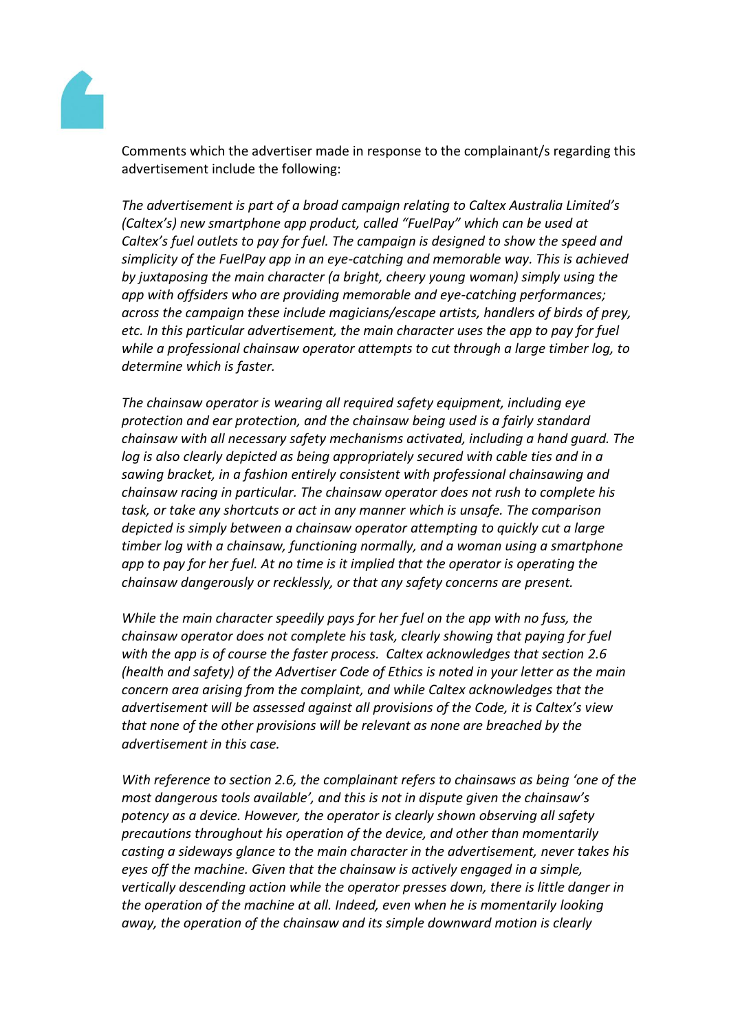Comments which the advertiser made in response to the complainant/s regarding this advertisement include the following:

*The advertisement is part of a broad campaign relating to Caltex Australia Limited's (Caltex's) new smartphone app product, called "FuelPay" which can be used at Caltex's fuel outlets to pay for fuel. The campaign is designed to show the speed and simplicity of the FuelPay app in an eye-catching and memorable way. This is achieved by juxtaposing the main character (a bright, cheery young woman) simply using the app with offsiders who are providing memorable and eye-catching performances; across the campaign these include magicians/escape artists, handlers of birds of prey, etc. In this particular advertisement, the main character uses the app to pay for fuel while a professional chainsaw operator attempts to cut through a large timber log, to determine which is faster.*

*The chainsaw operator is wearing all required safety equipment, including eye protection and ear protection, and the chainsaw being used is a fairly standard chainsaw with all necessary safety mechanisms activated, including a hand guard. The log is also clearly depicted as being appropriately secured with cable ties and in a sawing bracket, in a fashion entirely consistent with professional chainsawing and chainsaw racing in particular. The chainsaw operator does not rush to complete his task, or take any shortcuts or act in any manner which is unsafe. The comparison depicted is simply between a chainsaw operator attempting to quickly cut a large timber log with a chainsaw, functioning normally, and a woman using a smartphone app to pay for her fuel. At no time is it implied that the operator is operating the chainsaw dangerously or recklessly, or that any safety concerns are present.*

*While the main character speedily pays for her fuel on the app with no fuss, the chainsaw operator does not complete his task, clearly showing that paying for fuel with the app is of course the faster process. Caltex acknowledges that section 2.6 (health and safety) of the Advertiser Code of Ethics is noted in your letter as the main concern area arising from the complaint, and while Caltex acknowledges that the advertisement will be assessed against all provisions of the Code, it is Caltex's view that none of the other provisions will be relevant as none are breached by the advertisement in this case.*

*With reference to section 2.6, the complainant refers to chainsaws as being 'one of the most dangerous tools available', and this is not in dispute given the chainsaw's potency as a device. However, the operator is clearly shown observing all safety precautions throughout his operation of the device, and other than momentarily casting a sideways glance to the main character in the advertisement, never takes his eyes off the machine. Given that the chainsaw is actively engaged in a simple, vertically descending action while the operator presses down, there is little danger in the operation of the machine at all. Indeed, even when he is momentarily looking away, the operation of the chainsaw and its simple downward motion is clearly*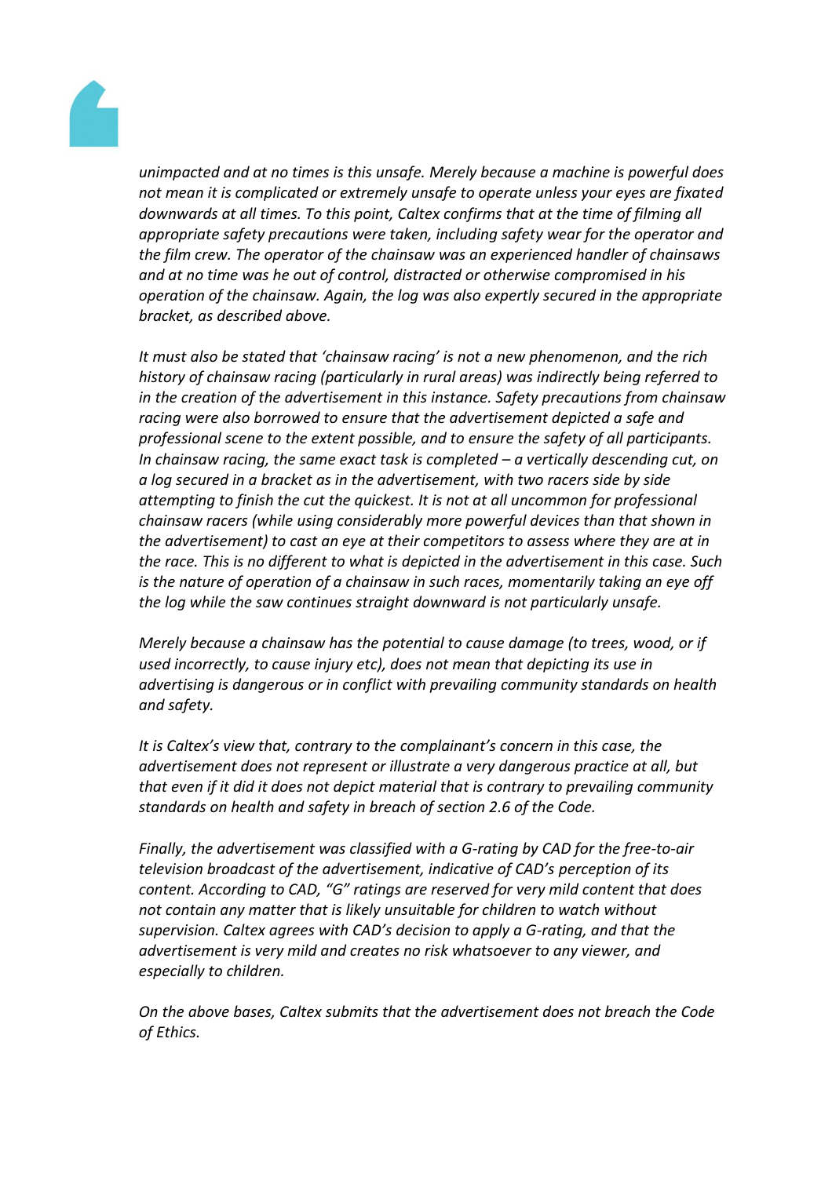*unimpacted and at no times is this unsafe. Merely because a machine is powerful does not mean it is complicated or extremely unsafe to operate unless your eyes are fixated downwards at all times. To this point, Caltex confirms that at the time of filming all appropriate safety precautions were taken, including safety wear for the operator and the film crew. The operator of the chainsaw was an experienced handler of chainsaws and at no time was he out of control, distracted or otherwise compromised in his operation of the chainsaw. Again, the log was also expertly secured in the appropriate bracket, as described above.*

*It must also be stated that 'chainsaw racing' is not a new phenomenon, and the rich history of chainsaw racing (particularly in rural areas) was indirectly being referred to in the creation of the advertisement in this instance. Safety precautions from chainsaw racing were also borrowed to ensure that the advertisement depicted a safe and professional scene to the extent possible, and to ensure the safety of all participants. In chainsaw racing, the same exact task is completed – a vertically descending cut, on a log secured in a bracket as in the advertisement, with two racers side by side attempting to finish the cut the quickest. It is not at all uncommon for professional chainsaw racers (while using considerably more powerful devices than that shown in the advertisement) to cast an eye at their competitors to assess where they are at in the race. This is no different to what is depicted in the advertisement in this case. Such is the nature of operation of a chainsaw in such races, momentarily taking an eye off the log while the saw continues straight downward is not particularly unsafe.*

*Merely because a chainsaw has the potential to cause damage (to trees, wood, or if used incorrectly, to cause injury etc), does not mean that depicting its use in advertising is dangerous or in conflict with prevailing community standards on health and safety.*

*It is Caltex's view that, contrary to the complainant's concern in this case, the advertisement does not represent or illustrate a very dangerous practice at all, but that even if it did it does not depict material that is contrary to prevailing community standards on health and safety in breach of section 2.6 of the Code.*

*Finally, the advertisement was classified with a G-rating by CAD for the free-to-air television broadcast of the advertisement, indicative of CAD's perception of its content. According to CAD, "G" ratings are reserved for very mild content that does not contain any matter that is likely unsuitable for children to watch without supervision. Caltex agrees with CAD's decision to apply a G-rating, and that the advertisement is very mild and creates no risk whatsoever to any viewer, and especially to children.*

*On the above bases, Caltex submits that the advertisement does not breach the Code of Ethics.*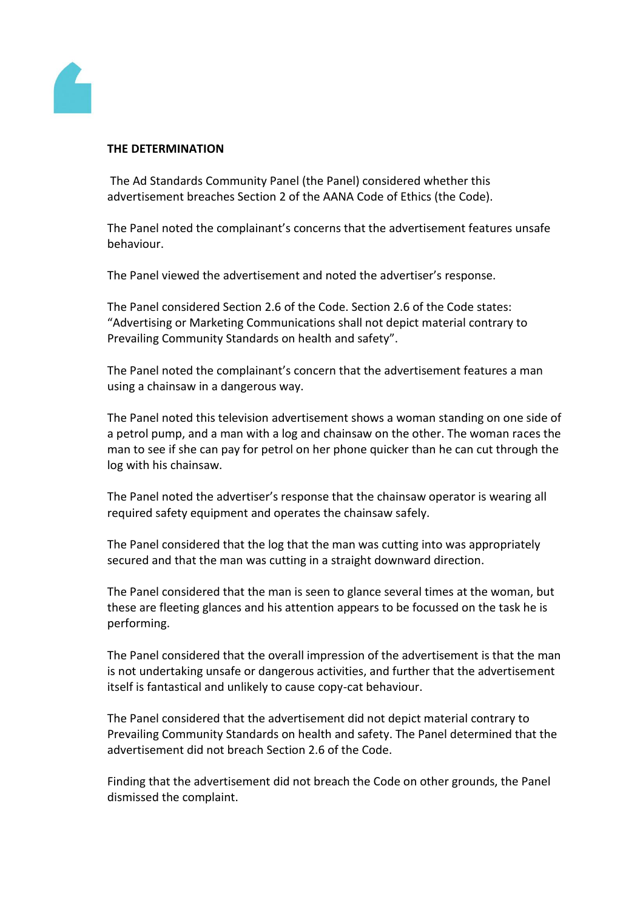**THE DETERMINATION**

The Ad Standards Community Panel (the Panel) considered whether this advertisement breaches Section 2 of the AANA Code of Ethics (the Code).

The Panel noted the complainant's concerns that the advertisement features unsafe behaviour.

The Panel viewed the advertisement and noted the advertiser's response.

The Panel considered Section 2.6 of the Code. Section 2.6 of the Code states: "Advertising or Marketing Communications shall not depict material contrary to Prevailing Community Standards on health and safety".

The Panel noted the complainant's concern that the advertisement features a man using a chainsaw in a dangerous way.

The Panel noted this television advertisement shows a woman standing on one side of a petrol pump, and a man with a log and chainsaw on the other. The woman races the man to see if she can pay for petrol on her phone quicker than he can cut through the log with his chainsaw.

The Panel noted the advertiser's response that the chainsaw operator is wearing all required safety equipment and operates the chainsaw safely.

The Panel considered that the log that the man was cutting into was appropriately secured and that the man was cutting in a straight downward direction.

The Panel considered that the man is seen to glance several times at the woman, but these are fleeting glances and his attention appears to be focussed on the task he is performing.

The Panel considered that the overall impression of the advertisement is that the man is not undertaking unsafe or dangerous activities, and further that the advertisement itself is fantastical and unlikely to cause copy-cat behaviour.

The Panel considered that the advertisement did not depict material contrary to Prevailing Community Standards on health and safety. The Panel determined that the advertisement did not breach Section 2.6 of the Code.

Finding that the advertisement did not breach the Code on other grounds, the Panel dismissed the complaint.